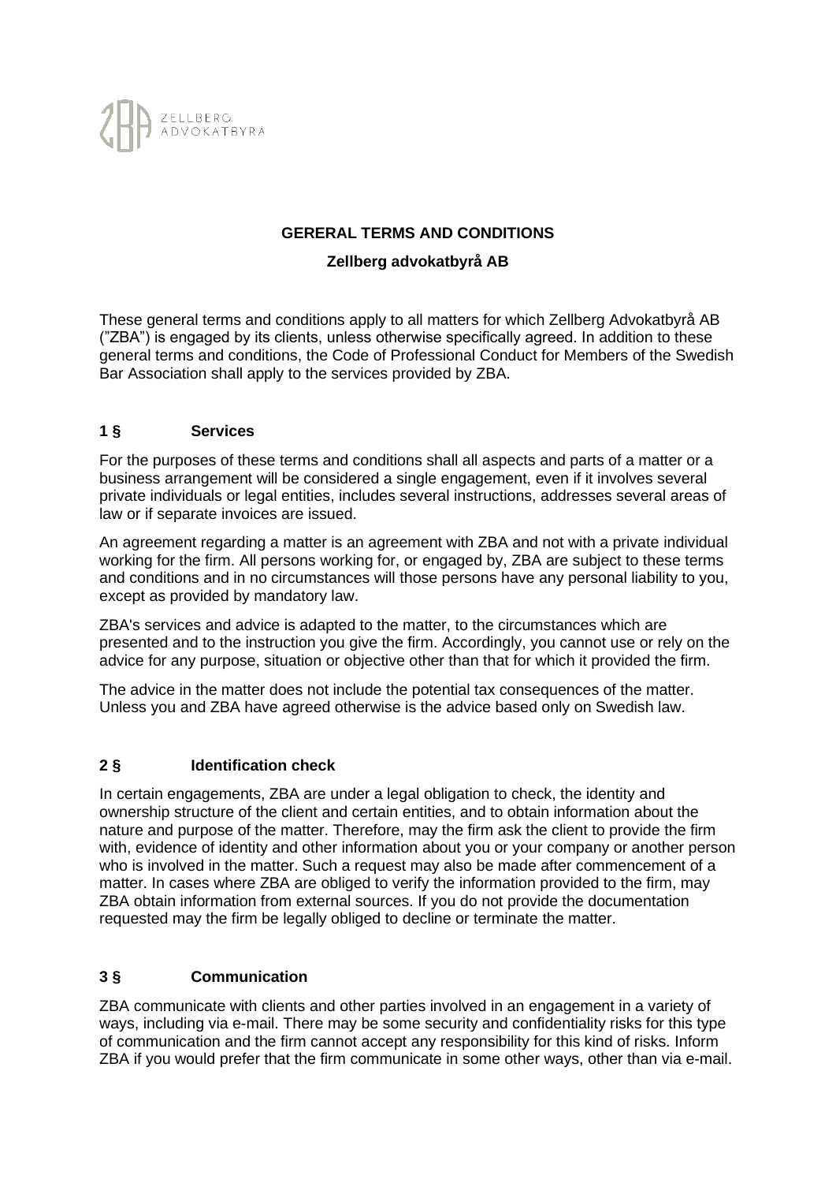ZELLBERG ADVOKATBYRÅ

**GERERAL TERMS AND CONDITIONS**

**Zellberg advokatbyrå AB**

These general terms and conditions apply to all matters for which Zellberg Advokatbyrå AB (”ZBA”) is engaged by its clients, unless otherwise specifically agreed. In addition to these general terms and conditions, the Code of Professional Conduct for Members of the Swedish Bar Association shall apply to the services provided by ZBA.

## 1 § Services

For the purposes of these terms and conditions shall all aspects and parts of a matter or a business arrangement will be considered a single engagement, even if it involves several private individuals or legal entities, includes several instructions, addresses several areas of law or if separate invoices are issued.

An agreement regarding a matter is an agreement with ZBA and not with a private individual working for the firm. All persons working for, or engaged by, ZBA are subject to these terms and conditions and in no circumstances will those persons have any personal liability to you, except as provided by mandatory law.

ZBA's services and advice is adapted to the matter, to the circumstances which are presented and to the instruction you give the firm. Accordingly, you cannot use or rely on the advice for any purpose, situation or objective other than that for which it provided the firm.

The advice in the matter does not include the potential tax consequences of the matter. Unless you and ZBA have agreed otherwise is the advice based only on Swedish law.

## 2 § Identification check

In certain engagements, ZBA are under a legal obligation to check, the identity and ownership structure of the client and certain entities, and to obtain information about the nature and purpose of the matter. Therefore, may the firm ask the client to provide the firm with, evidence of identity and other information about you or your company or another person who is involved in the matter. Such a request may also be made after commencement of a matter. In cases where ZBA are obliged to verify the information provided to the firm, may ZBA obtain information from external sources. If you do not provide the documentation requested may the firm be legally obliged to decline or terminate the matter.

## 3 § Communication

ZBA communicate with clients and other parties involved in an engagement in a variety of ways, including via e-mail. There may be some security and confidentiality risks for this type of communication and the firm cannot accept any responsibility for this kind of risks. Inform ZBA if you would prefer that the firm communicate in some other ways, other than via e-mail.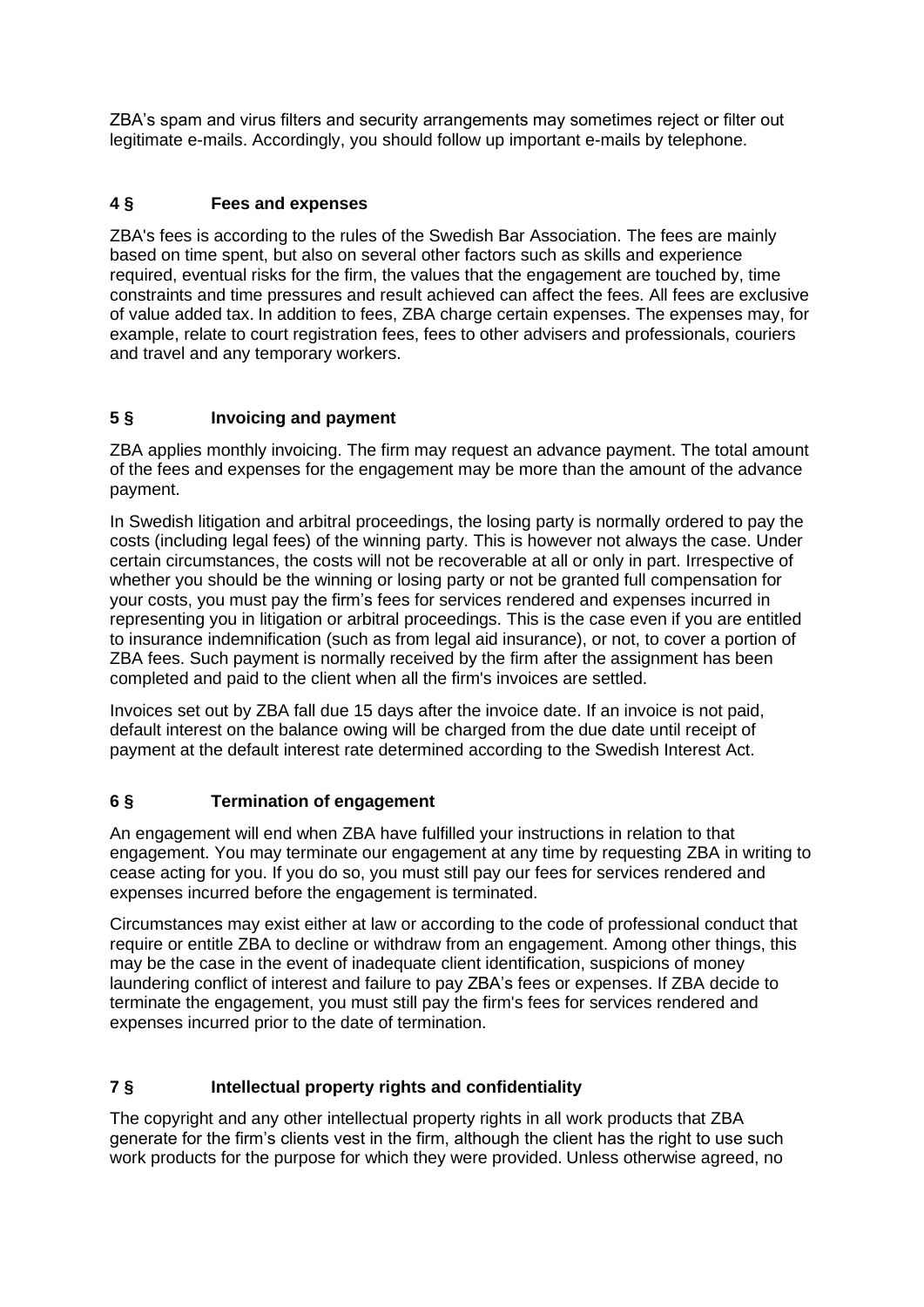ZBA's spam and virus filters and security arrangements may sometimes reject or filter out legitimate e-mails. Accordingly, you should follow up important e-mails by telephone.

## 4 § Fees and expenses

ZBA's fees is according to the rules of the Swedish Bar Association. The fees are mainly based on time spent, but also on several other factors such as skills and experience required, eventual risks for the firm, the values that the engagement are touched by, time constraints and time pressures and result achieved can affect the fees. All fees are exclusive of value added tax. In addition to fees, ZBA charge certain expenses. The expenses may, for example, relate to court registration fees, fees to other advisers and professionals, couriers and travel and any temporary workers.

## 5 § Invoicing and payment

ZBA applies monthly invoicing. The firm may request an advance payment. The total amount of the fees and expenses for the engagement may be more than the amount of the advance payment.

In Swedish litigation and arbitral proceedings, the losing party is normally ordered to pay the costs (including legal fees) of the winning party. This is however not always the case. Under certain circumstances, the costs will not be recoverable at all or only in part. Irrespective of whether you should be the winning or losing party or not be granted full compensation for your costs, you must pay the firm's fees for services rendered and expenses incurred in representing you in litigation or arbitral proceedings. This is the case even if you are entitled to insurance indemnification (such as from legal aid insurance), or not, to cover a portion of ZBA fees. Such payment is normally received by the firm after the assignment has been completed and paid to the client when all the firm's invoices are settled.

Invoices set out by ZBA fall due 15 days after the invoice date. If an invoice is not paid, default interest on the balance owing will be charged from the due date until receipt of payment at the default interest rate determined according to the Swedish Interest Act.

## 6 § Termination of engagement

An engagement will end when ZBA have fulfilled your instructions in relation to that engagement. You may terminate our engagement at any time by requesting ZBA in writing to cease acting for you. If you do so, you must still pay our fees for services rendered and expenses incurred before the engagement is terminated.

Circumstances may exist either at law or according to the code of professional conduct that require or entitle ZBA to decline or withdraw from an engagement. Among other things, this may be the case in the event of inadequate client identification, suspicions of money laundering conflict of interest and failure to pay ZBA's fees or expenses. If ZBA decide to terminate the engagement, you must still pay the firm's fees for services rendered and expenses incurred prior to the date of termination.

## 7 § Intellectual property rights and confidentiality

The copyright and any other intellectual property rights in all work products that ZBA generate for the firm's clients vest in the firm, although the client has the right to use such work products for the purpose for which they were provided. Unless otherwise agreed, no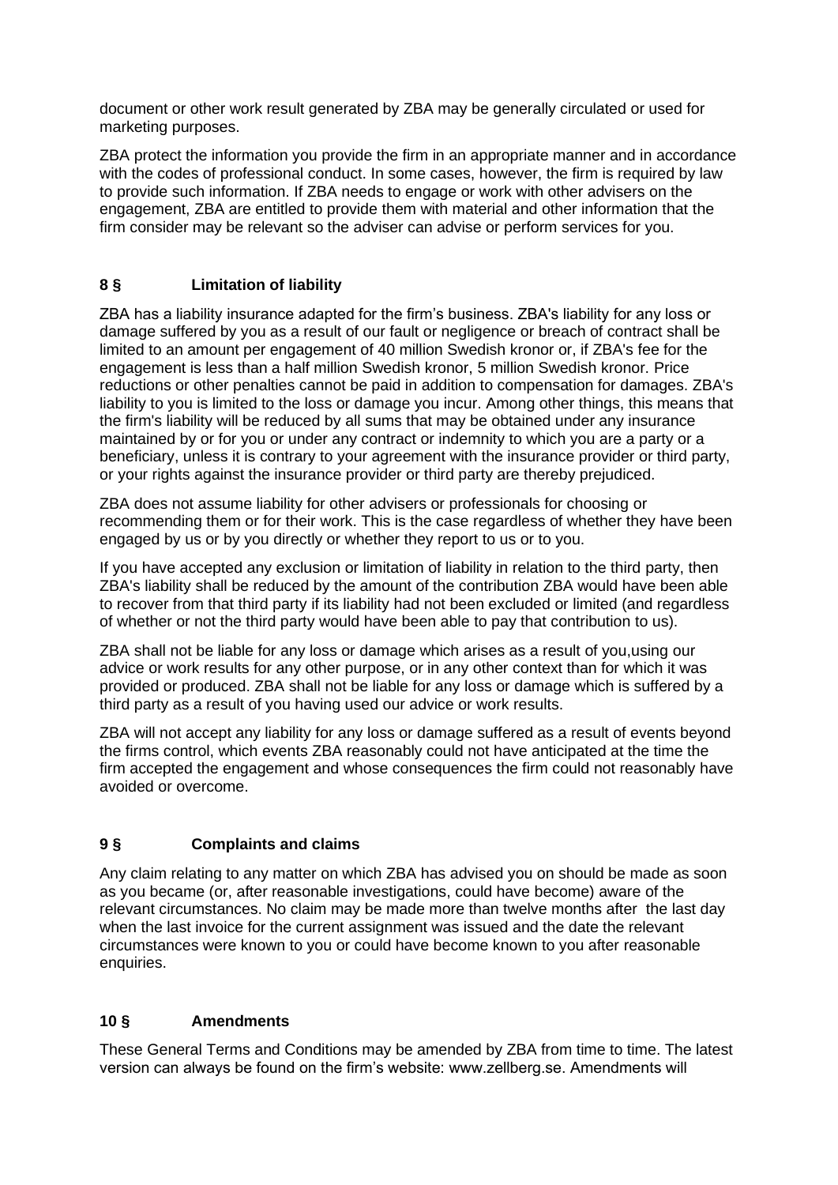document or other work result generated by ZBA may be generally circulated or used for marketing purposes.

ZBA protect the information you provide the firm in an appropriate manner and in accordance with the codes of professional conduct. In some cases, however, the firm is required by law to provide such information. If ZBA needs to engage or work with other advisers on the engagement, ZBA are entitled to provide them with material and other information that the firm consider may be relevant so the adviser can advise or perform services for you.

## 8 § Limitation of liability

ZBA has a liability insurance adapted for the firm's business. ZBA's liability for any loss or damage suffered by you as a result of our fault or negligence or breach of contract shall be limited to an amount per engagement of 40 million Swedish kronor or, if ZBA's fee for the engagement is less than a half million Swedish kronor, 5 million Swedish kronor. Price reductions or other penalties cannot be paid in addition to compensation for damages. ZBA's liability to you is limited to the loss or damage you incur. Among other things, this means that the firm's liability will be reduced by all sums that may be obtained under any insurance maintained by or for you or under any contract or indemnity to which you are a party or a beneficiary, unless it is contrary to your agreement with the insurance provider or third party, or your rights against the insurance provider or third party are thereby prejudiced.

ZBA does not assume liability for other advisers or professionals for choosing or recommending them or for their work. This is the case regardless of whether they have been engaged by us or by you directly or whether they report to us or to you.

If you have accepted any exclusion or limitation of liability in relation to the third party, then ZBA's liability shall be reduced by the amount of the contribution ZBA would have been able to recover from that third party if its liability had not been excluded or limited (and regardless of whether or not the third party would have been able to pay that contribution to us).

ZBA shall not be liable for any loss or damage which arises as a result of you,using our advice or work results for any other purpose, or in any other context than for which it was provided or produced. ZBA shall not be liable for any loss or damage which is suffered by a third party as a result of you having used our advice or work results.

ZBA will not accept any liability for any loss or damage suffered as a result of events beyond the firms control, which events ZBA reasonably could not have anticipated at the time the firm accepted the engagement and whose consequences the firm could not reasonably have avoided or overcome.

## 9 § Complaints and claims

Any claim relating to any matter on which ZBA has advised you on should be made as soon as you became (or, after reasonable investigations, could have become) aware of the relevant circumstances. No claim may be made more than twelve months after the last day when the last invoice for the current assignment was issued and the date the relevant circumstances were known to you or could have become known to you after reasonable enquiries.

## 10 § Amendments

These General Terms and Conditions may be amended by ZBA from time to time. The latest version can always be found on the firm's website: www.zellberg.se. Amendments will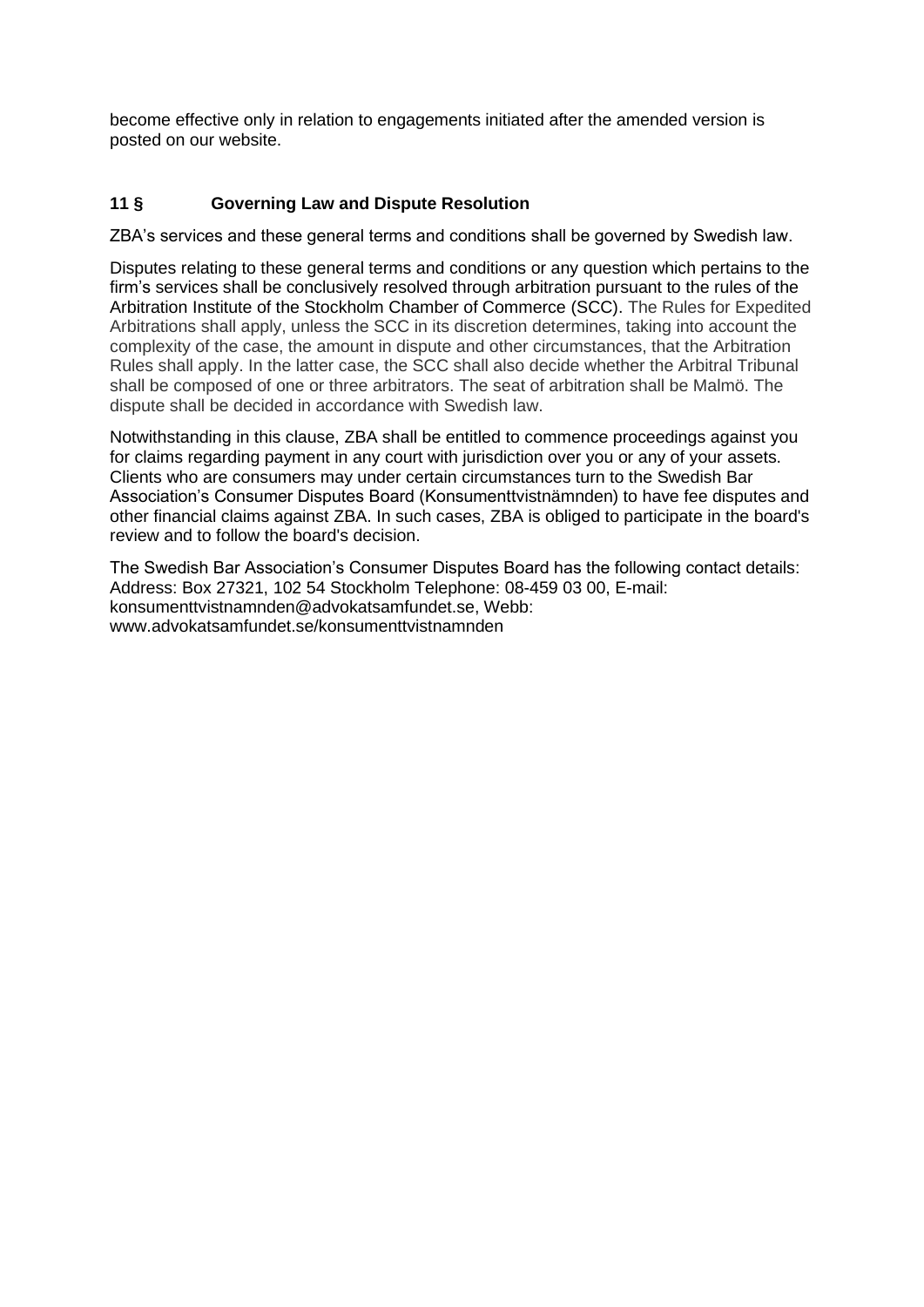become effective only in relation to engagements initiated after the amended version is posted on our website.

## 11 § Governing Law and Dispute Resolution

ZBA's services and these general terms and conditions shall be governed by Swedish law.

Disputes relating to these general terms and conditions or any question which pertains to the firm's services shall be conclusively resolved through arbitration pursuant to the rules of the Arbitration Institute of the Stockholm Chamber of Commerce (SCC). The Rules for Expedited Arbitrations shall apply, unless the SCC in its discretion determines, taking into account the complexity of the case, the amount in dispute and other circumstances, that the Arbitration Rules shall apply. In the latter case, the SCC shall also decide whether the Arbitral Tribunal shall be composed of one or three arbitrators. The seat of arbitration shall be Malmö. The dispute shall be decided in accordance with Swedish law.

Notwithstanding in this clause, ZBA shall be entitled to commence proceedings against you for claims regarding payment in any court with jurisdiction over you or any of your assets. Clients who are consumers may under certain circumstances turn to the Swedish Bar Association's Consumer Disputes Board (Konsumenttvistnämnden) to have fee disputes and other financial claims against ZBA. In such cases, ZBA is obliged to participate in the board's review and to follow the board's decision.

The Swedish Bar Association's Consumer Disputes Board has the following contact details: Address: Box 27321, 102 54 Stockholm Telephone: 08-459 03 00, E-mail: konsumenttvistnamnden@advokatsamfundet.se, Webb: www.advokatsamfundet.se/konsumenttvistnamnden